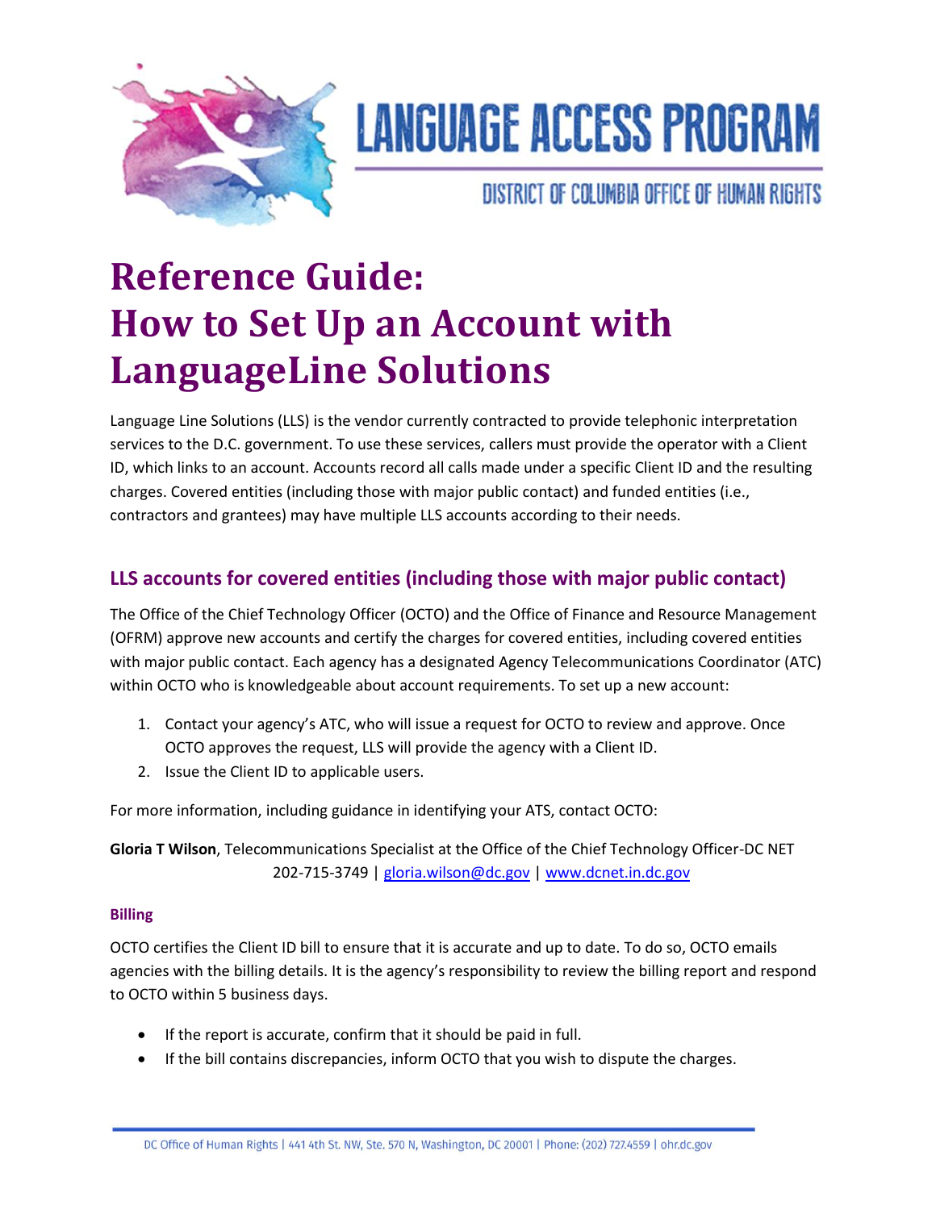# LANGUAGE ACCESS PROGRAM

DISTRICT OF COLUMBIA OFFICE OF HUMAN RIGHTS

# Reference Guide: How to Set Up an Account with LanguageLine Solutions

Language Line Solutions (LLS) is the vendor currently contracted to provide telephonic interpretation services to the D.C. government. To use these services, callers must provide the operator with a Client ID, which links to an account. Accounts record all calls made under a specific Client ID and the resulting charges. Covered entities (including those with major public contact) and funded entities (i.e., contractors and grantees) may have multiple LLS accounts according to their needs.

## LLS accounts for covered entities (including those with major public contact)

The Office of the Chief Technology Officer (OCTO) and the Office of Finance and Resource Management (OFRM) approve new accounts and certify the charges for covered entities, including covered entities with major public contact. Each agency has a designated Agency Telecommunications Coordinator (ATC) within OCTO who is knowledgeable about account requirements. To set up a new account:

1. Contact your agency's ATC, who will issue a request for OCTO to review and approve. Once OCTO approves the request, LLS will provide the agency with a Client ID.
2. Issue the Client ID to applicable users.

For more information, including guidance in identifying your ATS, contact OCTO:

**Gloria T Wilson**, Telecommunications Specialist at the Office of the Chief Technology Officer-DC NET 202-715-3749 | gloria.wilson@dc.gov | www.dcnet.in.dc.gov

### Billing

OCTO certifies the Client ID bill to ensure that it is accurate and up to date. To do so, OCTO emails agencies with the billing details. It is the agency's responsibility to review the billing report and respond to OCTO within 5 business days.

- If the report is accurate, confirm that it should be paid in full.
- If the bill contains discrepancies, inform OCTO that you wish to dispute the charges.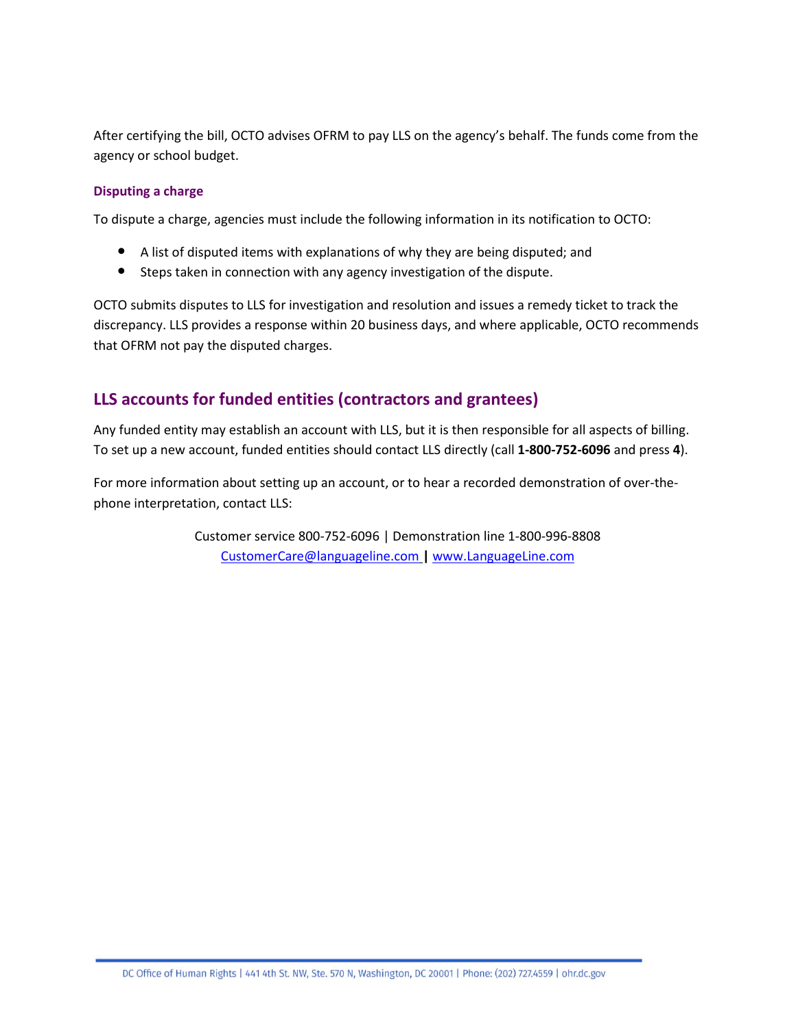After certifying the bill, OCTO advises OFRM to pay LLS on the agency's behalf. The funds come from the agency or school budget.

### Disputing a charge

To dispute a charge, agencies must include the following information in its notification to OCTO:

- A list of disputed items with explanations of why they are being disputed; and
- Steps taken in connection with any agency investigation of the dispute.

OCTO submits disputes to LLS for investigation and resolution and issues a remedy ticket to track the discrepancy. LLS provides a response within 20 business days, and where applicable, OCTO recommends that OFRM not pay the disputed charges.

## LLS accounts for funded entities (contractors and grantees)

Any funded entity may establish an account with LLS, but it is then responsible for all aspects of billing. To set up a new account, funded entities should contact LLS directly (call **1-800-752-6096** and press **4**).

For more information about setting up an account, or to hear a recorded demonstration of over-the-phone interpretation, contact LLS:

Customer service 800-752-6096 | Demonstration line 1-800-996-8808
CustomerCare@languageline.com **|** www.LanguageLine.com